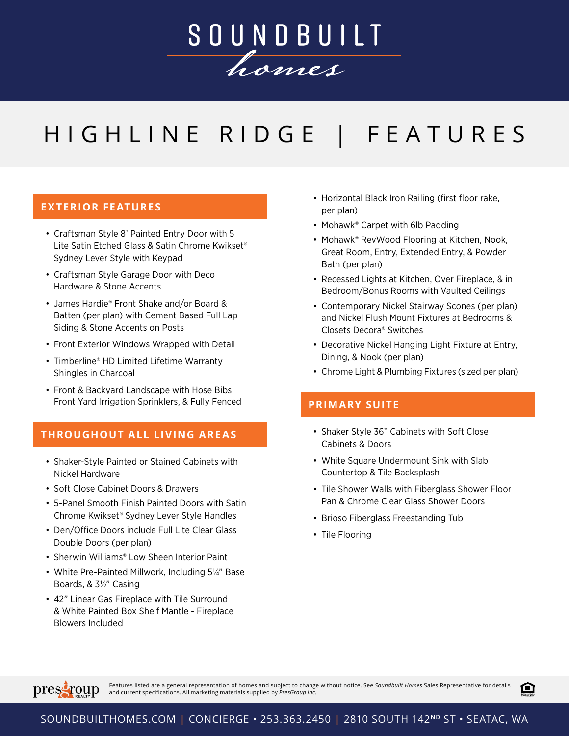# SOUNDBUILT homes

# HIGHLINE RIDGE | FEATURES

## EXTERIOR FEATURES

- Craftsman Style 8' Painted Entry Door with 5 Lite Satin Etched Glass & Satin Chrome Kwikset® Sydney Lever Style with Keypad
- Craftsman Style Garage Door with Deco Hardware & Stone Accents
- James Hardie® Front Shake and/or Board & Batten (per plan) with Cement Based Full Lap Siding & Stone Accents on Posts
- Front Exterior Windows Wrapped with Detail
- Timberline® HD Limited Lifetime Warranty Shingles in Charcoal
- Front & Backyard Landscape with Hose Bibs, Front Yard Irrigation Sprinklers, & Fully Fenced

## THROUGHOUT ALL LIVING AREAS

- Shaker-Style Painted or Stained Cabinets with Nickel Hardware
- Soft Close Cabinet Doors & Drawers
- 5-Panel Smooth Finish Painted Doors with Satin Chrome Kwikset® Sydney Lever Style Handles
- Den/Office Doors include Full Lite Clear Glass Double Doors (per plan)
- Sherwin Williams® Low Sheen Interior Paint
- White Pre-Painted Millwork, Including 5¼" Base Boards, & 3½" Casing
- 42" Linear Gas Fireplace with Tile Surround & White Painted Box Shelf Mantle - Fireplace Blowers Included
- Horizontal Black Iron Railing (first floor rake, per plan)
- Mohawk® Carpet with 6lb Padding
- Mohawk® RevWood Flooring at Kitchen, Nook, Great Room, Entry, Extended Entry, & Powder Bath (per plan)
- Recessed Lights at Kitchen, Over Fireplace, & in Bedroom/Bonus Rooms with Vaulted Ceilings
- Contemporary Nickel Stairway Scones (per plan) and Nickel Flush Mount Fixtures at Bedrooms & Closets Decora® Switches
- Decorative Nickel Hanging Light Fixture at Entry, Dining, & Nook (per plan)
- Chrome Light & Plumbing Fixtures (sized per plan)

## PRIMARY SUITE

- Shaker Style 36" Cabinets with Soft Close Cabinets & Doors
- White Square Undermount Sink with Slab Countertop & Tile Backsplash
- Tile Shower Walls with Fiberglass Shower Floor Pan & Chrome Clear Glass Shower Doors
- Brioso Fiberglass Freestanding Tub
- Tile Flooring

presgroup REALTY

Features listed are a general representation of homes and subject to change without notice. See *Soundbuilt Homes* Sales Representative for details and current specifications. All marketing materials supplied by *PresGroup Inc.*

SOUNDBUILTHOMES.COM | CONCIERGE • 253.363.2450 | 2810 SOUTH 142ND ST • SEATAC, WA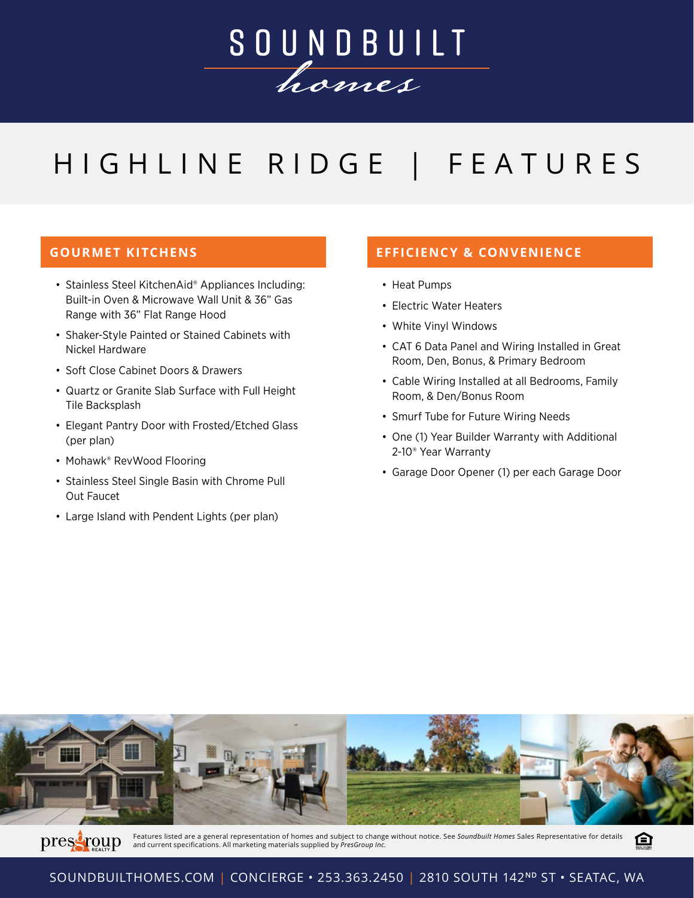SOUNDBUILT *homes*

# HIGHLINE RIDGE | FEATURES

## GOURMET KITCHENS

- Stainless Steel KitchenAid® Appliances Including: Built-in Oven & Microwave Wall Unit & 36" Gas Range with 36" Flat Range Hood
- Shaker-Style Painted or Stained Cabinets with Nickel Hardware
- Soft Close Cabinet Doors & Drawers
- Quartz or Granite Slab Surface with Full Height Tile Backsplash
- Elegant Pantry Door with Frosted/Etched Glass (per plan)
- Mohawk® RevWood Flooring
- Stainless Steel Single Basin with Chrome Pull Out Faucet
- Large Island with Pendent Lights (per plan)

## EFFICIENCY & CONVENIENCE

- Heat Pumps
- Electric Water Heaters
- White Vinyl Windows
- CAT 6 Data Panel and Wiring Installed in Great Room, Den, Bonus, & Primary Bedroom
- Cable Wiring Installed at all Bedrooms, Family Room, & Den/Bonus Room
- Smurf Tube for Future Wiring Needs
- One (1) Year Builder Warranty with Additional 2-10® Year Warranty
- Garage Door Opener (1) per each Garage Door

Features listed are a general representation of homes and subject to change without notice. See *Soundbuilt Homes* Sales Representative for details and current specifications. All marketing materials supplied by *PresGroup Inc.*

SOUNDBUILTHOMES.COM | CONCIERGE • 253.363.2450 | 2810 SOUTH 142ND ST • SEATAC, WA